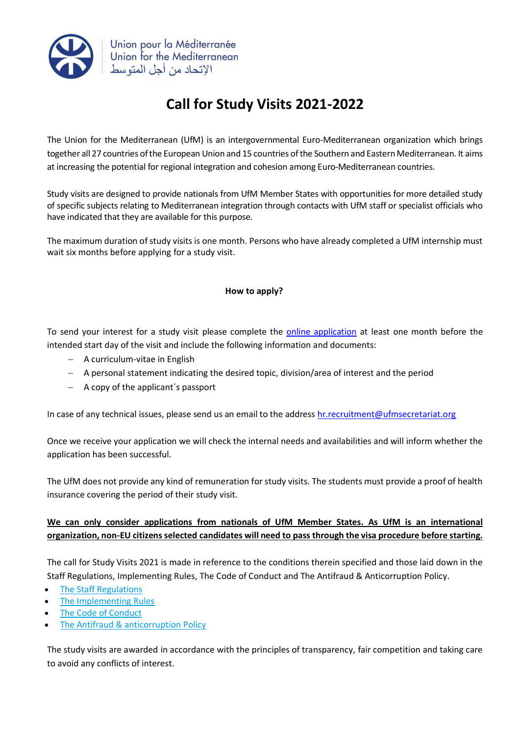Union pour la Méditerranée
Union for the Mediterranean
الإتحاد من أجل المتوسط

# Call for Study Visits 2021-2022

The Union for the Mediterranean (UfM) is an intergovernmental Euro-Mediterranean organization which brings together all 27 countries of the European Union and 15 countries of the Southern and Eastern Mediterranean. It aims at increasing the potential for regional integration and cohesion among Euro-Mediterranean countries.

Study visits are designed to provide nationals from UfM Member States with opportunities for more detailed study of specific subjects relating to Mediterranean integration through contacts with UfM staff or specialist officials who have indicated that they are available for this purpose.

The maximum duration of study visits is one month. Persons who have already completed a UfM internship must wait six months before applying for a study visit.

**How to apply?**

To send your interest for a study visit please complete the online application at least one month before the intended start day of the visit and include the following information and documents:

- A curriculum-vitae in English
- A personal statement indicating the desired topic, division/area of interest and the period
- A copy of the applicant´s passport

In case of any technical issues, please send us an email to the address hr.recruitment@ufmsecretariat.org

Once we receive your application we will check the internal needs and availabilities and will inform whether the application has been successful.

The UfM does not provide any kind of remuneration for study visits. The students must provide a proof of health insurance covering the period of their study visit.

**We can only consider applications from nationals of UfM Member States. As UfM is an international organization, non-EU citizens selected candidates will need to pass through the visa procedure before starting.**

The call for Study Visits 2021 is made in reference to the conditions therein specified and those laid down in the Staff Regulations, Implementing Rules, The Code of Conduct and The Antifraud & Anticorruption Policy.

- The Staff Regulations
- The Implementing Rules
- The Code of Conduct
- The Antifraud & anticorruption Policy

The study visits are awarded in accordance with the principles of transparency, fair competition and taking care to avoid any conflicts of interest.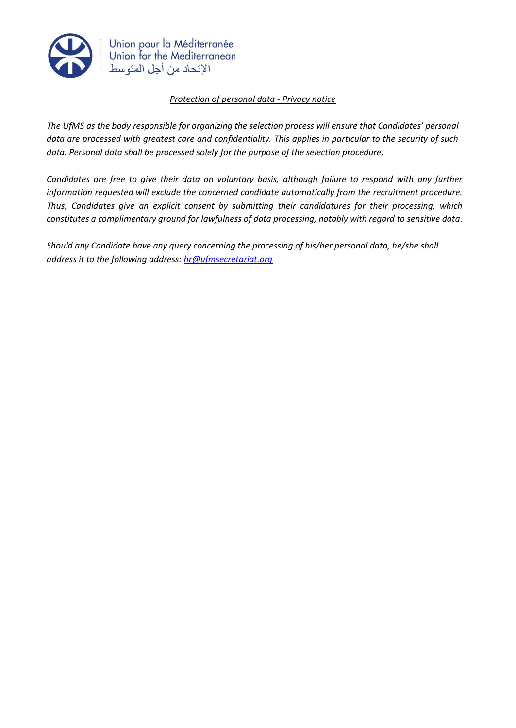Union pour la Méditerranée
Union for the Mediterranean
الإتحاد من أجل المتوسط

*Protection of personal data - Privacy notice*

*The UfMS as the body responsible for organizing the selection process will ensure that Candidates' personal data are processed with greatest care and confidentiality. This applies in particular to the security of such data. Personal data shall be processed solely for the purpose of the selection procedure.*

*Candidates are free to give their data on voluntary basis, although failure to respond with any further information requested will exclude the concerned candidate automatically from the recruitment procedure. Thus, Candidates give an explicit consent by submitting their candidatures for their processing, which constitutes a complimentary ground for lawfulness of data processing, notably with regard to sensitive data.*

*Should any Candidate have any query concerning the processing of his/her personal data, he/she shall address it to the following address: hr@ufmsecretariat.org*